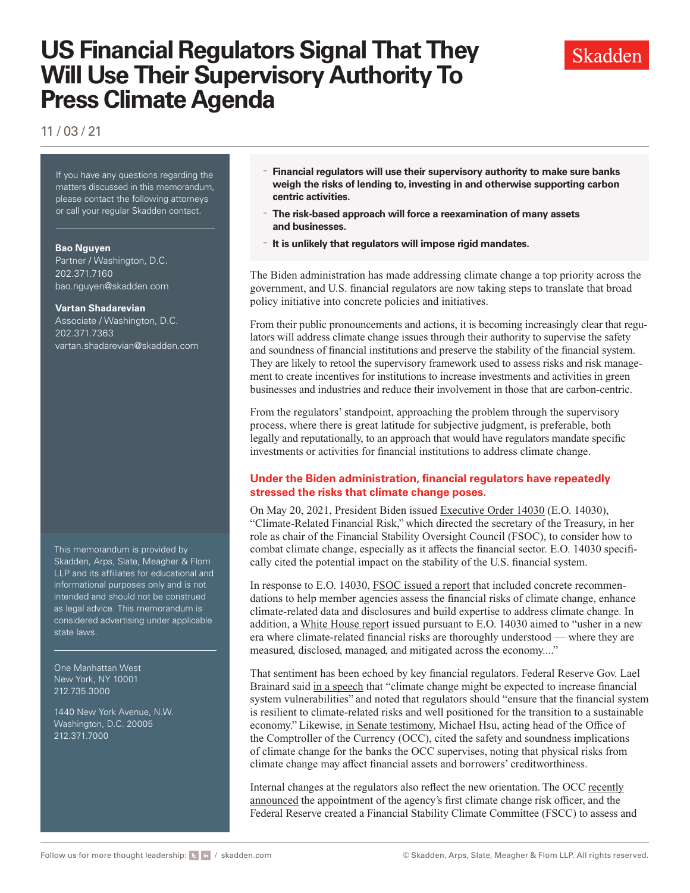# US Financial Regulators Signal That They Will Use Their Supervisory Authority To Press Climate Agenda

11 / 03 / 21

If you have any questions regarding the matters discussed in this memorandum, please contact the following attorneys or call your regular Skadden contact.

**Bao Nguyen**
Partner / Washington, D.C.
202.371.7160
bao.nguyen@skadden.com

**Vartan Shadarevian**
Associate / Washington, D.C.
202.371.7363
vartan.shadarevian@skadden.com

This memorandum is provided by Skadden, Arps, Slate, Meagher & Flom LLP and its affiliates for educational and informational purposes only and is not intended and should not be construed as legal advice. This memorandum is considered advertising under applicable state laws.

One Manhattan West
New York, NY 10001
212.735.3000

1440 New York Avenue, N.W.
Washington, D.C. 20005
212.371.7000

- **Financial regulators will use their supervisory authority to make sure banks weigh the risks of lending to, investing in and otherwise supporting carbon centric activities.**
- **The risk-based approach will force a reexamination of many assets and businesses.**
- **It is unlikely that regulators will impose rigid mandates.**

The Biden administration has made addressing climate change a top priority across the government, and U.S. financial regulators are now taking steps to translate that broad policy initiative into concrete policies and initiatives.

From their public pronouncements and actions, it is becoming increasingly clear that regulators will address climate change issues through their authority to supervise the safety and soundness of financial institutions and preserve the stability of the financial system. They are likely to retool the supervisory framework used to assess risks and risk management to create incentives for institutions to increase investments and activities in green businesses and industries and reduce their involvement in those that are carbon-centric.

From the regulators' standpoint, approaching the problem through the supervisory process, where there is great latitude for subjective judgment, is preferable, both legally and reputationally, to an approach that would have regulators mandate specific investments or activities for financial institutions to address climate change.

## Under the Biden administration, financial regulators have repeatedly stressed the risks that climate change poses.

On May 20, 2021, President Biden issued Executive Order 14030 (E.O. 14030), "Climate-Related Financial Risk," which directed the secretary of the Treasury, in her role as chair of the Financial Stability Oversight Council (FSOC), to consider how to combat climate change, especially as it affects the financial sector. E.O. 14030 specifically cited the potential impact on the stability of the U.S. financial system.

In response to E.O. 14030, FSOC issued a report that included concrete recommendations to help member agencies assess the financial risks of climate change, enhance climate-related data and disclosures and build expertise to address climate change. In addition, a White House report issued pursuant to E.O. 14030 aimed to "usher in a new era where climate-related financial risks are thoroughly understood — where they are measured, disclosed, managed, and mitigated across the economy...."

That sentiment has been echoed by key financial regulators. Federal Reserve Gov. Lael Brainard said in a speech that "climate change might be expected to increase financial system vulnerabilities" and noted that regulators should "ensure that the financial system is resilient to climate-related risks and well positioned for the transition to a sustainable economy." Likewise, in Senate testimony, Michael Hsu, acting head of the Office of the Comptroller of the Currency (OCC), cited the safety and soundness implications of climate change for the banks the OCC supervises, noting that physical risks from climate change may affect financial assets and borrowers' creditworthiness.

Internal changes at the regulators also reflect the new orientation. The OCC recently announced the appointment of the agency's first climate change risk officer, and the Federal Reserve created a Financial Stability Climate Committee (FSCC) to assess and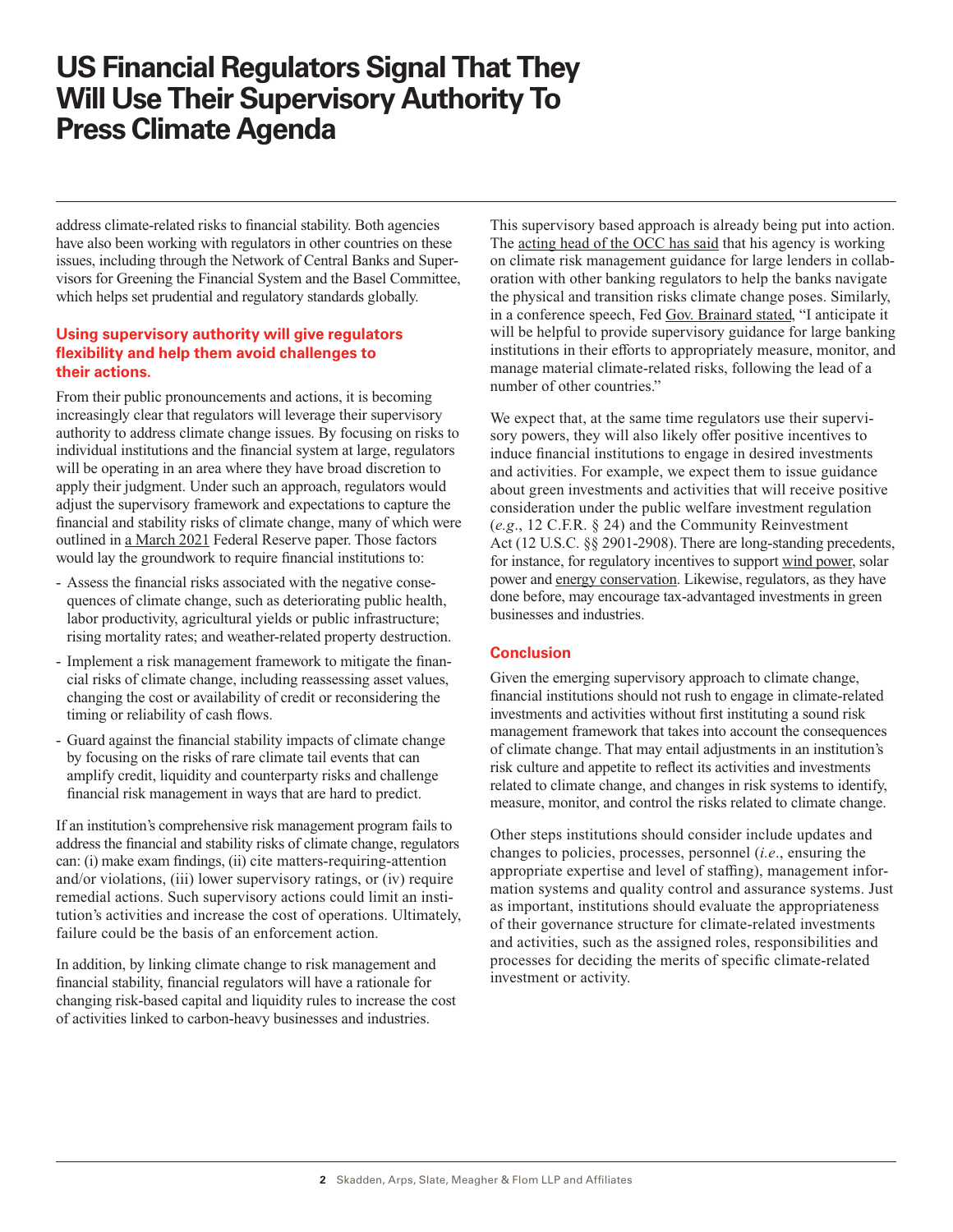address climate-related risks to financial stability. Both agencies have also been working with regulators in other countries on these issues, including through the Network of Central Banks and Supervisors for Greening the Financial System and the Basel Committee, which helps set prudential and regulatory standards globally.

### Using supervisory authority will give regulators flexibility and help them avoid challenges to their actions.

From their public pronouncements and actions, it is becoming increasingly clear that regulators will leverage their supervisory authority to address climate change issues. By focusing on risks to individual institutions and the financial system at large, regulators will be operating in an area where they have broad discretion to apply their judgment. Under such an approach, regulators would adjust the supervisory framework and expectations to capture the financial and stability risks of climate change, many of which were outlined in a March 2021 Federal Reserve paper. Those factors would lay the groundwork to require financial institutions to:

- Assess the financial risks associated with the negative consequences of climate change, such as deteriorating public health, labor productivity, agricultural yields or public infrastructure; rising mortality rates; and weather-related property destruction.
- Implement a risk management framework to mitigate the financial risks of climate change, including reassessing asset values, changing the cost or availability of credit or reconsidering the timing or reliability of cash flows.
- Guard against the financial stability impacts of climate change by focusing on the risks of rare climate tail events that can amplify credit, liquidity and counterparty risks and challenge financial risk management in ways that are hard to predict.

If an institution's comprehensive risk management program fails to address the financial and stability risks of climate change, regulators can: (i) make exam findings, (ii) cite matters-requiring-attention and/or violations, (iii) lower supervisory ratings, or (iv) require remedial actions. Such supervisory actions could limit an institution's activities and increase the cost of operations. Ultimately, failure could be the basis of an enforcement action.

In addition, by linking climate change to risk management and financial stability, financial regulators will have a rationale for changing risk-based capital and liquidity rules to increase the cost of activities linked to carbon-heavy businesses and industries.

This supervisory based approach is already being put into action. The acting head of the OCC has said that his agency is working on climate risk management guidance for large lenders in collaboration with other banking regulators to help the banks navigate the physical and transition risks climate change poses. Similarly, in a conference speech, Fed Gov. Brainard stated, "I anticipate it will be helpful to provide supervisory guidance for large banking institutions in their efforts to appropriately measure, monitor, and manage material climate-related risks, following the lead of a number of other countries."

We expect that, at the same time regulators use their supervisory powers, they will also likely offer positive incentives to induce financial institutions to engage in desired investments and activities. For example, we expect them to issue guidance about green investments and activities that will receive positive consideration under the public welfare investment regulation (*e.g*., 12 C.F.R. § 24) and the Community Reinvestment Act (12 U.S.C. §§ 2901-2908). There are long-standing precedents, for instance, for regulatory incentives to support wind power, solar power and energy conservation. Likewise, regulators, as they have done before, may encourage tax-advantaged investments in green businesses and industries.

### Conclusion

Given the emerging supervisory approach to climate change, financial institutions should not rush to engage in climate-related investments and activities without first instituting a sound risk management framework that takes into account the consequences of climate change. That may entail adjustments in an institution's risk culture and appetite to reflect its activities and investments related to climate change, and changes in risk systems to identify, measure, monitor, and control the risks related to climate change.

Other steps institutions should consider include updates and changes to policies, processes, personnel (*i.e*., ensuring the appropriate expertise and level of staffing), management information systems and quality control and assurance systems. Just as important, institutions should evaluate the appropriateness of their governance structure for climate-related investments and activities, such as the assigned roles, responsibilities and processes for deciding the merits of specific climate-related investment or activity.